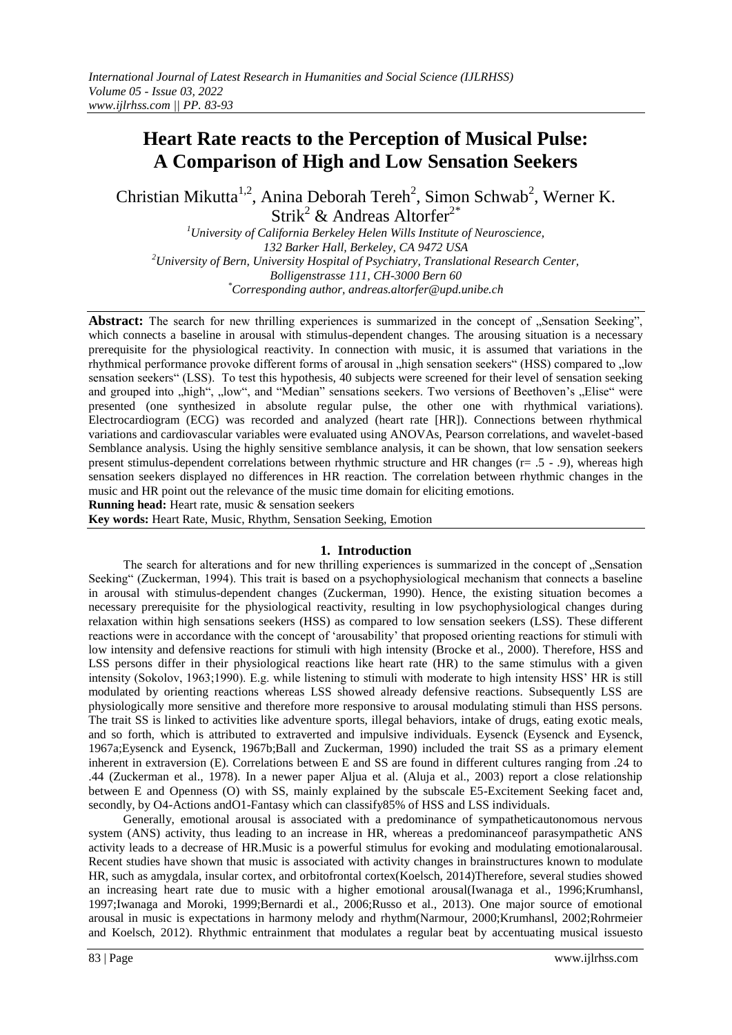# Heart Rate reacts to the Perception of Musical Pulse: A Comparison of High and Low Sensation Seekers

Christian Mikutta[1,2], Anina Deborah Tereh[2], Simon Schwab[2], Werner K. Strik[2] & Andreas Altorfer[2*]

[1]University of California Berkeley Helen Wills Institute of Neuroscience, 132 Barker Hall, Berkeley, CA 9472 USA

[2]University of Bern, University Hospital of Psychiatry, Translational Research Center, Bolligenstrasse 111, CH-3000 Bern 60

[*]Corresponding author, andreas.altorfer@upd.unibe.ch

**Abstract:** The search for new thrilling experiences is summarized in the concept of „Sensation Seeking", which connects a baseline in arousal with stimulus-dependent changes. The arousing situation is a necessary prerequisite for the physiological reactivity. In connection with music, it is assumed that variations in the rhythmical performance provoke different forms of arousal in „high sensation seekers" (HSS) compared to „low sensation seekers" (LSS). To test this hypothesis, 40 subjects were screened for their level of sensation seeking and grouped into „high", „low", and "Median" sensations seekers. Two versions of Beethoven's „Elise" were presented (one synthesized in absolute regular pulse, the other one with rhythmical variations). Electrocardiogram (ECG) was recorded and analyzed (heart rate [HR]). Connections between rhythmical variations and cardiovascular variables were evaluated using ANOVAs, Pearson correlations, and wavelet-based Semblance analysis. Using the highly sensitive semblance analysis, it can be shown, that low sensation seekers present stimulus-dependent correlations between rhythmic structure and HR changes (r= .5 - .9), whereas high sensation seekers displayed no differences in HR reaction. The correlation between rhythmic changes in the music and HR point out the relevance of the music time domain for eliciting emotions.

**Running head:** Heart rate, music & sensation seekers

**Key words:** Heart Rate, Music, Rhythm, Sensation Seeking, Emotion

## 1. Introduction

The search for alterations and for new thrilling experiences is summarized in the concept of „Sensation Seeking" (Zuckerman, 1994). This trait is based on a psychophysiological mechanism that connects a baseline in arousal with stimulus-dependent changes (Zuckerman, 1990). Hence, the existing situation becomes a necessary prerequisite for the physiological reactivity, resulting in low psychophysiological changes during relaxation within high sensations seekers (HSS) as compared to low sensation seekers (LSS). These different reactions were in accordance with the concept of 'arousability' that proposed orienting reactions for stimuli with low intensity and defensive reactions for stimuli with high intensity (Brocke et al., 2000). Therefore, HSS and LSS persons differ in their physiological reactions like heart rate (HR) to the same stimulus with a given intensity (Sokolov, 1963;1990). E.g. while listening to stimuli with moderate to high intensity HSS' HR is still modulated by orienting reactions whereas LSS showed already defensive reactions. Subsequently LSS are physiologically more sensitive and therefore more responsive to arousal modulating stimuli than HSS persons. The trait SS is linked to activities like adventure sports, illegal behaviors, intake of drugs, eating exotic meals, and so forth, which is attributed to extraverted and impulsive individuals. Eysenck (Eysenck and Eysenck, 1967a;Eysenck and Eysenck, 1967b;Ball and Zuckerman, 1990) included the trait SS as a primary element inherent in extraversion (E). Correlations between E and SS are found in different cultures ranging from .24 to .44 (Zuckerman et al., 1978). In a newer paper Aljua et al. (Aluja et al., 2003) report a close relationship between E and Openness (O) with SS, mainly explained by the subscale E5-Excitement Seeking facet and, secondly, by O4-Actions andO1-Fantasy which can classify85% of HSS and LSS individuals.

Generally, emotional arousal is associated with a predominance of sympatheticautonomous nervous system (ANS) activity, thus leading to an increase in HR, whereas a predominanceof parasympathetic ANS activity leads to a decrease of HR.Music is a powerful stimulus for evoking and modulating emotionalarousal. Recent studies have shown that music is associated with activity changes in brainstructures known to modulate HR, such as amygdala, insular cortex, and orbitofrontal cortex(Koelsch, 2014)Therefore, several studies showed an increasing heart rate due to music with a higher emotional arousal(Iwanaga et al., 1996;Krumhansl, 1997;Iwanaga and Moroki, 1999;Bernardi et al., 2006;Russo et al., 2013). One major source of emotional arousal in music is expectations in harmony melody and rhythm(Narmour, 2000;Krumhansl, 2002;Rohrmeier and Koelsch, 2012). Rhythmic entrainment that modulates a regular beat by accentuating musical issuesto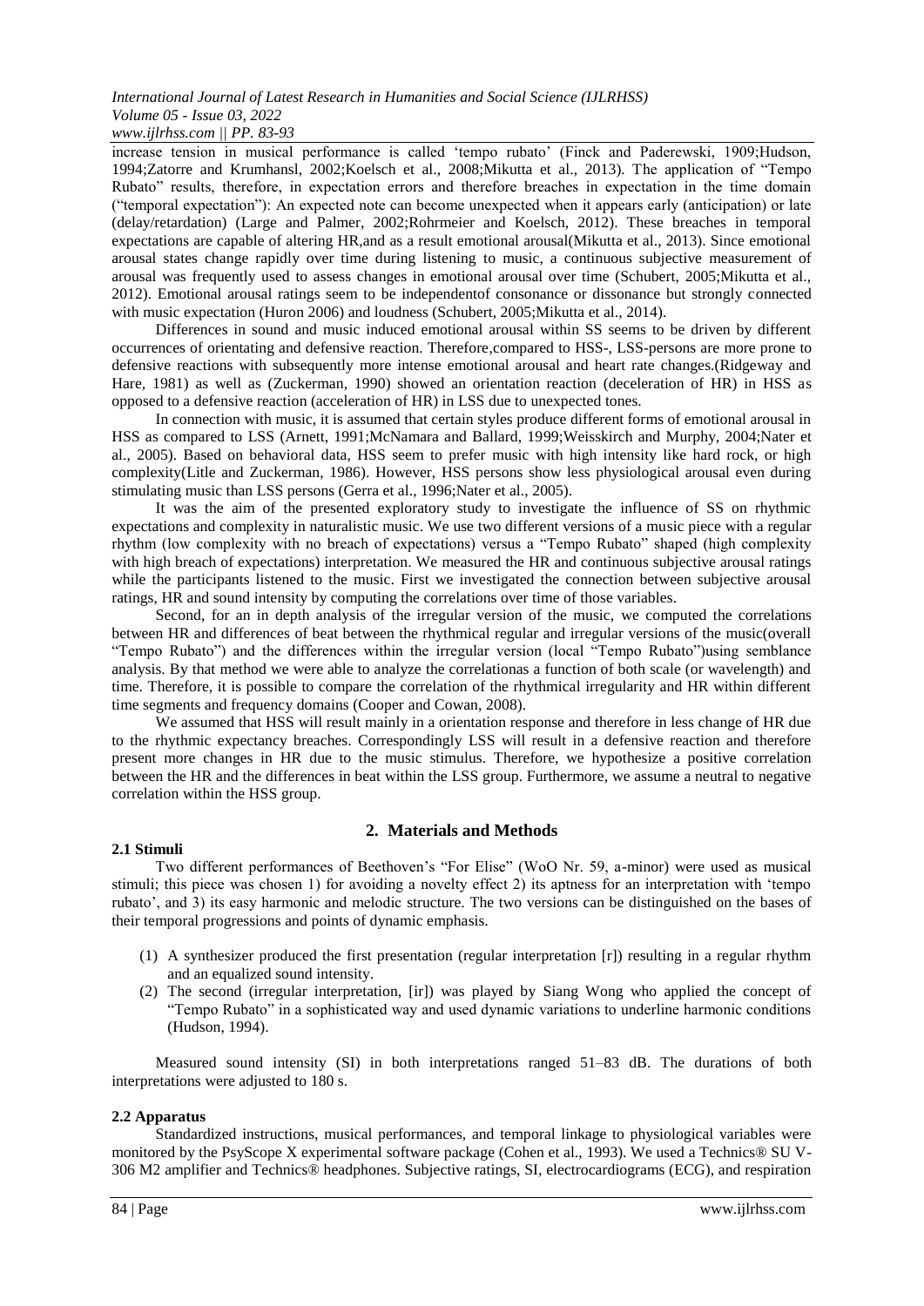increase tension in musical performance is called 'tempo rubato' (Finck and Paderewski, 1909;Hudson, 1994;Zatorre and Krumhansl, 2002;Koelsch et al., 2008;Mikutta et al., 2013). The application of "Tempo Rubato" results, therefore, in expectation errors and therefore breaches in expectation in the time domain ("temporal expectation"): An expected note can become unexpected when it appears early (anticipation) or late (delay/retardation) (Large and Palmer, 2002;Rohrmeier and Koelsch, 2012). These breaches in temporal expectations are capable of altering HR,and as a result emotional arousal(Mikutta et al., 2013). Since emotional arousal states change rapidly over time during listening to music, a continuous subjective measurement of arousal was frequently used to assess changes in emotional arousal over time (Schubert, 2005;Mikutta et al., 2012). Emotional arousal ratings seem to be independentof consonance or dissonance but strongly connected with music expectation (Huron 2006) and loudness (Schubert, 2005;Mikutta et al., 2014).

Differences in sound and music induced emotional arousal within SS seems to be driven by different occurrences of orientating and defensive reaction. Therefore,compared to HSS-, LSS-persons are more prone to defensive reactions with subsequently more intense emotional arousal and heart rate changes.(Ridgeway and Hare, 1981) as well as (Zuckerman, 1990) showed an orientation reaction (deceleration of HR) in HSS as opposed to a defensive reaction (acceleration of HR) in LSS due to unexpected tones.

In connection with music, it is assumed that certain styles produce different forms of emotional arousal in HSS as compared to LSS (Arnett, 1991;McNamara and Ballard, 1999;Weisskirch and Murphy, 2004;Nater et al., 2005). Based on behavioral data, HSS seem to prefer music with high intensity like hard rock, or high complexity(Litle and Zuckerman, 1986). However, HSS persons show less physiological arousal even during stimulating music than LSS persons (Gerra et al., 1996;Nater et al., 2005).

It was the aim of the presented exploratory study to investigate the influence of SS on rhythmic expectations and complexity in naturalistic music. We use two different versions of a music piece with a regular rhythm (low complexity with no breach of expectations) versus a "Tempo Rubato" shaped (high complexity with high breach of expectations) interpretation. We measured the HR and continuous subjective arousal ratings while the participants listened to the music. First we investigated the connection between subjective arousal ratings, HR and sound intensity by computing the correlations over time of those variables.

Second, for an in depth analysis of the irregular version of the music, we computed the correlations between HR and differences of beat between the rhythmical regular and irregular versions of the music(overall "Tempo Rubato") and the differences within the irregular version (local "Tempo Rubato")using semblance analysis. By that method we were able to analyze the correlationas a function of both scale (or wavelength) and time. Therefore, it is possible to compare the correlation of the rhythmical irregularity and HR within different time segments and frequency domains (Cooper and Cowan, 2008).

We assumed that HSS will result mainly in a orientation response and therefore in less change of HR due to the rhythmic expectancy breaches. Correspondingly LSS will result in a defensive reaction and therefore present more changes in HR due to the music stimulus. Therefore, we hypothesize a positive correlation between the HR and the differences in beat within the LSS group. Furthermore, we assume a neutral to negative correlation within the HSS group.

## 2. Materials and Methods

### 2.1 Stimuli

Two different performances of Beethoven's "For Elise" (WoO Nr. 59, a-minor) were used as musical stimuli; this piece was chosen 1) for avoiding a novelty effect 2) its aptness for an interpretation with 'tempo rubato', and 3) its easy harmonic and melodic structure. The two versions can be distinguished on the bases of their temporal progressions and points of dynamic emphasis.

(1) A synthesizer produced the first presentation (regular interpretation [r]) resulting in a regular rhythm and an equalized sound intensity.
(2) The second (irregular interpretation, [ir]) was played by Siang Wong who applied the concept of "Tempo Rubato" in a sophisticated way and used dynamic variations to underline harmonic conditions (Hudson, 1994).

Measured sound intensity (SI) in both interpretations ranged 51–83 dB. The durations of both interpretations were adjusted to 180 s.

### 2.2 Apparatus

Standardized instructions, musical performances, and temporal linkage to physiological variables were monitored by the PsyScope X experimental software package (Cohen et al., 1993). We used a Technics® SU V-306 M2 amplifier and Technics® headphones. Subjective ratings, SI, electrocardiograms (ECG), and respiration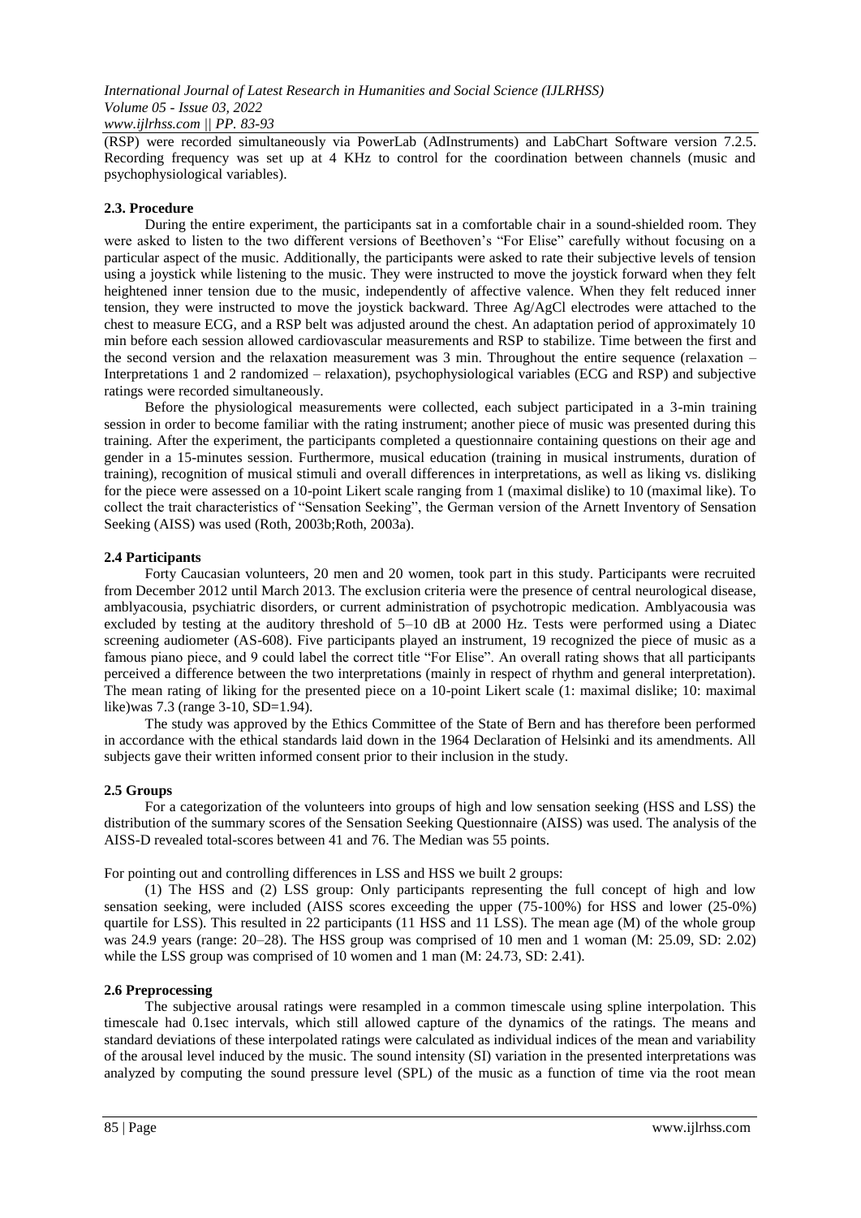(RSP) were recorded simultaneously via PowerLab (ADInstruments) and LabChart Software version 7.2.5. Recording frequency was set up at 4 KHz to control for the coordination between channels (music and psychophysiological variables).

### 2.3. Procedure

During the entire experiment, the participants sat in a comfortable chair in a sound-shielded room. They were asked to listen to the two different versions of Beethoven's "For Elise" carefully without focusing on a particular aspect of the music. Additionally, the participants were asked to rate their subjective levels of tension using a joystick while listening to the music. They were instructed to move the joystick forward when they felt heightened inner tension due to the music, independently of affective valence. When they felt reduced inner tension, they were instructed to move the joystick backward. Three Ag/AgCl electrodes were attached to the chest to measure ECG, and a RSP belt was adjusted around the chest. An adaptation period of approximately 10 min before each session allowed cardiovascular measurements and RSP to stabilize. Time between the first and the second version and the relaxation measurement was 3 min. Throughout the entire sequence (relaxation – Interpretations 1 and 2 randomized – relaxation), psychophysiological variables (ECG and RSP) and subjective ratings were recorded simultaneously.

Before the physiological measurements were collected, each subject participated in a 3-min training session in order to become familiar with the rating instrument; another piece of music was presented during this training. After the experiment, the participants completed a questionnaire containing questions on their age and gender in a 15-minutes session. Furthermore, musical education (training in musical instruments, duration of training), recognition of musical stimuli and overall differences in interpretations, as well as liking vs. disliking for the piece were assessed on a 10-point Likert scale ranging from 1 (maximal dislike) to 10 (maximal like). To collect the trait characteristics of "Sensation Seeking", the German version of the Arnett Inventory of Sensation Seeking (AISS) was used (Roth, 2003b;Roth, 2003a).

### 2.4 Participants

Forty Caucasian volunteers, 20 men and 20 women, took part in this study. Participants were recruited from December 2012 until March 2013. The exclusion criteria were the presence of central neurological disease, amblyacousia, psychiatric disorders, or current administration of psychotropic medication. Amblyacousia was excluded by testing at the auditory threshold of 5–10 dB at 2000 Hz. Tests were performed using a Diatec screening audiometer (AS-608). Five participants played an instrument, 19 recognized the piece of music as a famous piano piece, and 9 could label the correct title "For Elise". An overall rating shows that all participants perceived a difference between the two interpretations (mainly in respect of rhythm and general interpretation). The mean rating of liking for the presented piece on a 10-point Likert scale (1: maximal dislike; 10: maximal like)was 7.3 (range 3-10, SD=1.94).

The study was approved by the Ethics Committee of the State of Bern and has therefore been performed in accordance with the ethical standards laid down in the 1964 Declaration of Helsinki and its amendments. All subjects gave their written informed consent prior to their inclusion in the study.

### 2.5 Groups

For a categorization of the volunteers into groups of high and low sensation seeking (HSS and LSS) the distribution of the summary scores of the Sensation Seeking Questionnaire (AISS) was used. The analysis of the AISS-D revealed total-scores between 41 and 76. The Median was 55 points.

For pointing out and controlling differences in LSS and HSS we built 2 groups:

(1) The HSS and (2) LSS group: Only participants representing the full concept of high and low sensation seeking, were included (AISS scores exceeding the upper (75-100%) for HSS and lower (25-0%) quartile for LSS). This resulted in 22 participants (11 HSS and 11 LSS). The mean age (M) of the whole group was 24.9 years (range: 20–28). The HSS group was comprised of 10 men and 1 woman (M: 25.09, SD: 2.02) while the LSS group was comprised of 10 women and 1 man (M: 24.73, SD: 2.41).

### 2.6 Preprocessing

The subjective arousal ratings were resampled in a common timescale using spline interpolation. This timescale had 0.1sec intervals, which still allowed capture of the dynamics of the ratings. The means and standard deviations of these interpolated ratings were calculated as individual indices of the mean and variability of the arousal level induced by the music. The sound intensity (SI) variation in the presented interpretations was analyzed by computing the sound pressure level (SPL) of the music as a function of time via the root mean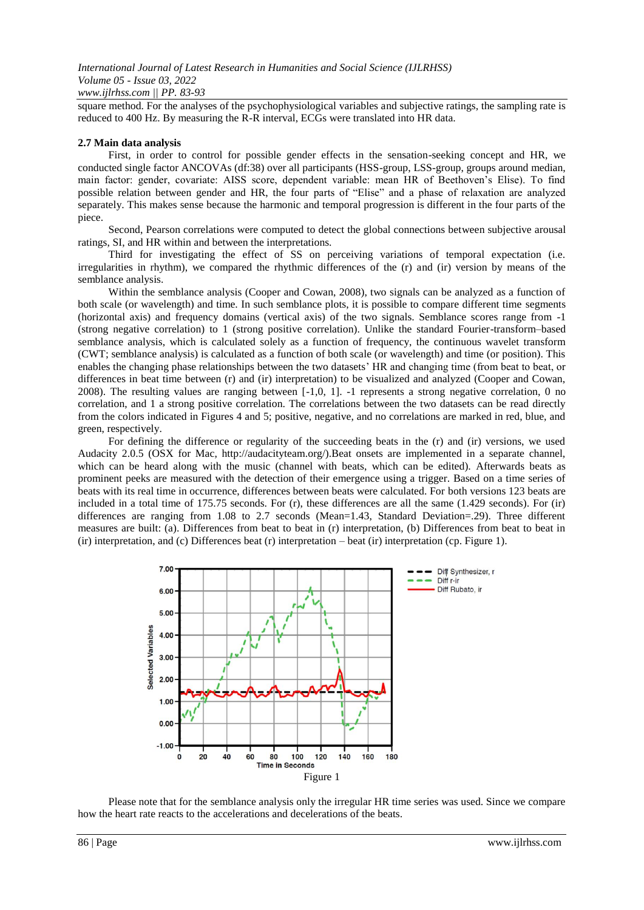square method. For the analyses of the psychophysiological variables and subjective ratings, the sampling rate is reduced to 400 Hz. By measuring the R-R interval, ECGs were translated into HR data.

### 2.7 Main data analysis

First, in order to control for possible gender effects in the sensation-seeking concept and HR, we conducted single factor ANCOVAs (df:38) over all participants (HSS-group, LSS-group, groups around median, main factor: gender, covariate: AISS score, dependent variable: mean HR of Beethoven's Elise). To find possible relation between gender and HR, the four parts of "Elise" and a phase of relaxation are analyzed separately. This makes sense because the harmonic and temporal progression is different in the four parts of the piece.

Second, Pearson correlations were computed to detect the global connections between subjective arousal ratings, SI, and HR within and between the interpretations.

Third for investigating the effect of SS on perceiving variations of temporal expectation (i.e. irregularities in rhythm), we compared the rhythmic differences of the (r) and (ir) version by means of the semblance analysis.

Within the semblance analysis (Cooper and Cowan, 2008), two signals can be analyzed as a function of both scale (or wavelength) and time. In such semblance plots, it is possible to compare different time segments (horizontal axis) and frequency domains (vertical axis) of the two signals. Semblance scores range from -1 (strong negative correlation) to 1 (strong positive correlation). Unlike the standard Fourier-transform–based semblance analysis, which is calculated solely as a function of frequency, the continuous wavelet transform (CWT; semblance analysis) is calculated as a function of both scale (or wavelength) and time (or position). This enables the changing phase relationships between the two datasets' HR and changing time (from beat to beat, or differences in beat time between (r) and (ir) interpretation) to be visualized and analyzed (Cooper and Cowan, 2008). The resulting values are ranging between [-1,0, 1]. -1 represents a strong negative correlation, 0 no correlation, and 1 a strong positive correlation. The correlations between the two datasets can be read directly from the colors indicated in Figures 4 and 5; positive, negative, and no correlations are marked in red, blue, and green, respectively.

For defining the difference or regularity of the succeeding beats in the (r) and (ir) versions, we used Audacity 2.0.5 (OSX for Mac, http://audacityteam.org/).Beat onsets are implemented in a separate channel, which can be heard along with the music (channel with beats, which can be edited). Afterwards beats as prominent peeks are measured with the detection of their emergence using a trigger. Based on a time series of beats with its real time in occurrence, differences between beats were calculated. For both versions 123 beats are included in a total time of 175.75 seconds. For (r), these differences are all the same (1.429 seconds). For (ir) differences are ranging from 1.08 to 2.7 seconds (Mean=1.43, Standard Deviation=.29). Three different measures are built: (a). Differences from beat to beat in (r) interpretation, (b) Differences from beat to beat in (ir) interpretation, and (c) Differences beat (r) interpretation – beat (ir) interpretation (cp. Figure 1).

Figure 1

Please note that for the semblance analysis only the irregular HR time series was used. Since we compare how the heart rate reacts to the accelerations and decelerations of the beats.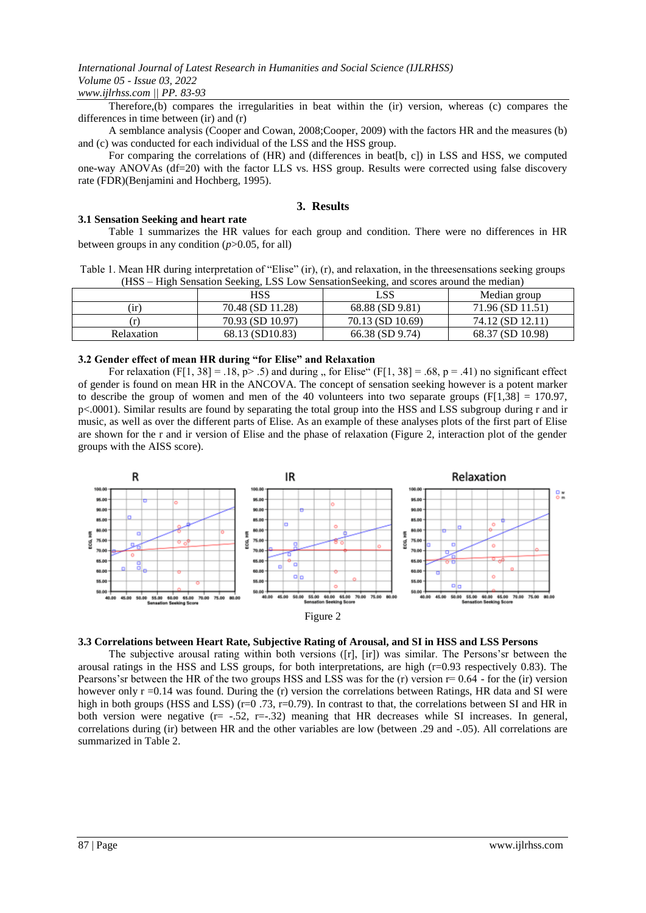Therefore,(b) compares the irregularities in beat within the (ir) version, whereas (c) compares the differences in time between (ir) and (r)

A semblance analysis (Cooper and Cowan, 2008;Cooper, 2009) with the factors HR and the measures (b) and (c) was conducted for each individual of the LSS and the HSS group.

For comparing the correlations of (HR) and (differences in beat[b, c]) in LSS and HSS, we computed one-way ANOVAs (df=20) with the factor LLS vs. HSS group. Results were corrected using false discovery rate (FDR)(Benjamini and Hochberg, 1995).

## 3. Results

### 3.1 Sensation Seeking and heart rate

Table 1 summarizes the HR values for each group and condition. There were no differences in HR between groups in any condition ($p$>0.05, for all)

Table 1. Mean HR during interpretation of "Elise" (ir), (r), and relaxation, in the threesensations seeking groups (HSS – High Sensation Seeking, LSS Low SensationSeeking, and scores around the median)

| | HSS | LSS | Median group |
|---|---|---|---|
| (ir) | 70.48 (SD 11.28) | 68.88 (SD 9.81) | 71.96 (SD 11.51) |
| (r) | 70.93 (SD 10.97) | 70.13 (SD 10.69) | 74.12 (SD 12.11) |
| Relaxation | 68.13 (SD10.83) | 66.38 (SD 9.74) | 68.37 (SD 10.98) |

### 3.2 Gender effect of mean HR during "for Elise" and Relaxation

For relaxation (F[1, 38] = .18, p> .5) and during „ for Elise" (F[1, 38] = .68, p = .41) no significant effect of gender is found on mean HR in the ANCOVA. The concept of sensation seeking however is a potent marker to describe the group of women and men of the 40 volunteers into two separate groups (F[1,38] = 170.97, p<.0001). Similar results are found by separating the total group into the HSS and LSS subgroup during r and ir music, as well as over the different parts of Elise. As an example of these analyses plots of the first part of Elise are shown for the r and ir version of Elise and the phase of relaxation (Figure 2, interaction plot of the gender groups with the AISS score).

Figure 2

### 3.3 Correlations between Heart Rate, Subjective Rating of Arousal, and SI in HSS and LSS Persons

The subjective arousal rating within both versions ([r], [ir]) was similar. The Persons'sr between the arousal ratings in the HSS and LSS groups, for both interpretations, are high (r=0.93 respectively 0.83). The Pearsons'sr between the HR of the two groups HSS and LSS was for the (r) version r= 0.64 - for the (ir) version however only r =0.14 was found. During the (r) version the correlations between Ratings, HR data and SI were high in both groups (HSS and LSS) (r=0 .73, r=0.79). In contrast to that, the correlations between SI and HR in both version were negative (r= -.52, r=-.32) meaning that HR decreases while SI increases. In general, correlations during (ir) between HR and the other variables are low (between .29 and -.05). All correlations are summarized in Table 2.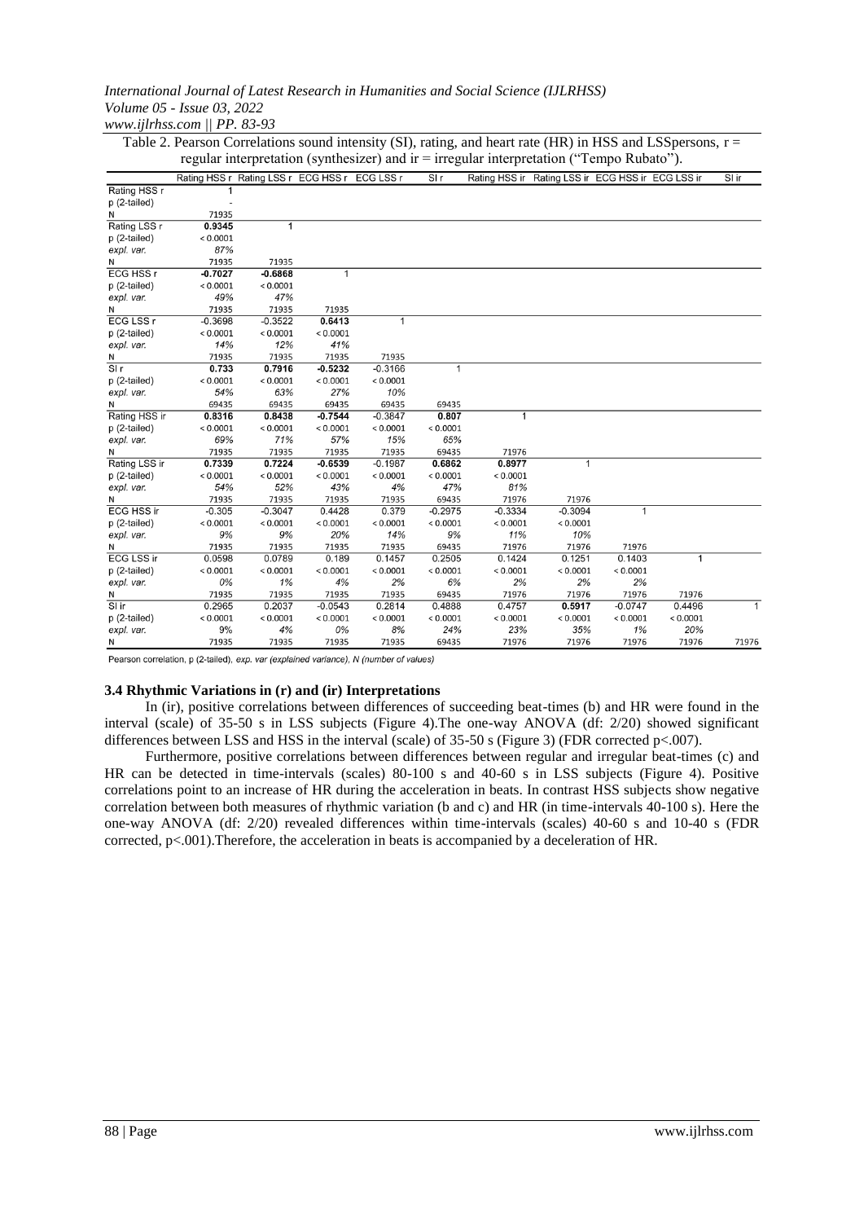Table 2. Pearson Correlations sound intensity (SI), rating, and heart rate (HR) in HSS and LSSpersons, r = regular interpretation (synthesizer) and ir = irregular interpretation ("Tempo Rubato").

| | Rating HSS r | Rating LSS r | ECG HSS r | ECG LSS r | SI r | Rating HSS ir | Rating LSS ir | ECG HSS ir | ECG LSS ir | SI ir |
|---|---|---|---|---|---|---|---|---|---|---|
| Rating HSS r | 1 | | | | | | | | | |
| p (2-tailed) | - | | | | | | | | | |
| N | 71935 | | | | | | | | | |
| Rating LSS r | **0.9345** | 1 | | | | | | | | |
| p (2-tailed) | < 0.0001 | | | | | | | | | |
| *expl. var.* | *87%* | | | | | | | | | |
| N | 71935 | 71935 | | | | | | | | |
| ECG HSS r | **-0.7027** | **-0.6868** | 1 | | | | | | | |
| p (2-tailed) | < 0.0001 | < 0.0001 | | | | | | | | |
| *expl. var.* | *49%* | *47%* | | | | | | | | |
| N | 71935 | 71935 | 71935 | | | | | | | |
| ECG LSS r | -0.3698 | -0.3522 | **0.6413** | 1 | | | | | | |
| p (2-tailed) | < 0.0001 | < 0.0001 | < 0.0001 | | | | | | | |
| *expl. var.* | *14%* | *12%* | *41%* | | | | | | | |
| N | 71935 | 71935 | 71935 | 71935 | | | | | | |
| SI r | **0.733** | **0.7916** | **-0.5232** | -0.3166 | 1 | | | | | |
| p (2-tailed) | < 0.0001 | < 0.0001 | < 0.0001 | < 0.0001 | | | | | | |
| *expl. var.* | *54%* | *63%* | *27%* | *10%* | | | | | | |
| N | 69435 | 69435 | 69435 | 69435 | 69435 | | | | | |
| Rating HSS ir | **0.8316** | **0.8438** | **-0.7544** | -0.3847 | **0.807** | 1 | | | | |
| p (2-tailed) | < 0.0001 | < 0.0001 | < 0.0001 | < 0.0001 | < 0.0001 | | | | | |
| *expl. var.* | *69%* | *71%* | *57%* | *15%* | *65%* | | | | | |
| N | 71935 | 71935 | 71935 | 71935 | 69435 | 71976 | | | | |
| Rating LSS ir | **0.7339** | **0.7224** | **-0.6539** | -0.1987 | **0.6862** | **0.8977** | 1 | | | |
| p (2-tailed) | < 0.0001 | < 0.0001 | < 0.0001 | < 0.0001 | < 0.0001 | < 0.0001 | | | | |
| *expl. var.* | *54%* | *52%* | *43%* | *4%* | *47%* | *81%* | | | | |
| N | 71935 | 71935 | 71935 | 71935 | 69435 | 71976 | 71976 | | | |
| ECG HSS ir | -0.305 | -0.3047 | 0.4428 | 0.379 | -0.2975 | -0.3334 | -0.3094 | 1 | | |
| p (2-tailed) | < 0.0001 | < 0.0001 | < 0.0001 | < 0.0001 | < 0.0001 | < 0.0001 | < 0.0001 | | | |
| *expl. var.* | *9%* | *9%* | *20%* | *14%* | *9%* | *11%* | *10%* | | | |
| N | 71935 | 71935 | 71935 | 71935 | 69435 | 71976 | 71976 | 71976 | | |
| ECG LSS ir | 0.0598 | 0.0789 | 0.189 | 0.1457 | 0.2505 | 0.1424 | 0.1251 | 0.1403 | 1 | |
| p (2-tailed) | < 0.0001 | < 0.0001 | < 0.0001 | < 0.0001 | < 0.0001 | < 0.0001 | < 0.0001 | < 0.0001 | | |
| *expl. var.* | *0%* | *1%* | *4%* | *2%* | *6%* | *2%* | *2%* | *2%* | | |
| N | 71935 | 71935 | 71935 | 71935 | 69435 | 71976 | 71976 | 71976 | 71976 | |
| SI ir | 0.2965 | 0.2037 | -0.0543 | 0.2814 | 0.4888 | 0.4757 | **0.5917** | -0.0747 | 0.4496 | 1 |
| p (2-tailed) | < 0.0001 | < 0.0001 | < 0.0001 | < 0.0001 | < 0.0001 | < 0.0001 | < 0.0001 | < 0.0001 | < 0.0001 | |
| *expl. var.* | *9%* | *4%* | *0%* | *8%* | *24%* | *23%* | *35%* | *1%* | *20%* | |
| N | 71935 | 71935 | 71935 | 71935 | 69435 | 71976 | 71976 | 71976 | 71976 | 71976 |

Pearson correlation, p (2-tailed), *exp. var (explained variance), N (number of values)*

### 3.4 Rhythmic Variations in (r) and (ir) Interpretations

In (ir), positive correlations between differences of succeeding beat-times (b) and HR were found in the interval (scale) of 35-50 s in LSS subjects (Figure 4).The one-way ANOVA (df: 2/20) showed significant differences between LSS and HSS in the interval (scale) of 35-50 s (Figure 3) (FDR corrected $p<.007$).

Furthermore, positive correlations between differences between regular and irregular beat-times (c) and HR can be detected in time-intervals (scales) 80-100 s and 40-60 s in LSS subjects (Figure 4). Positive correlations point to an increase of HR during the acceleration in beats. In contrast HSS subjects show negative correlation between both measures of rhythmic variation (b and c) and HR (in time-intervals 40-100 s). Here the one-way ANOVA (df: 2/20) revealed differences within time-intervals (scales) 40-60 s and 10-40 s (FDR corrected, $p<.001$).Therefore, the acceleration in beats is accompanied by a deceleration of HR.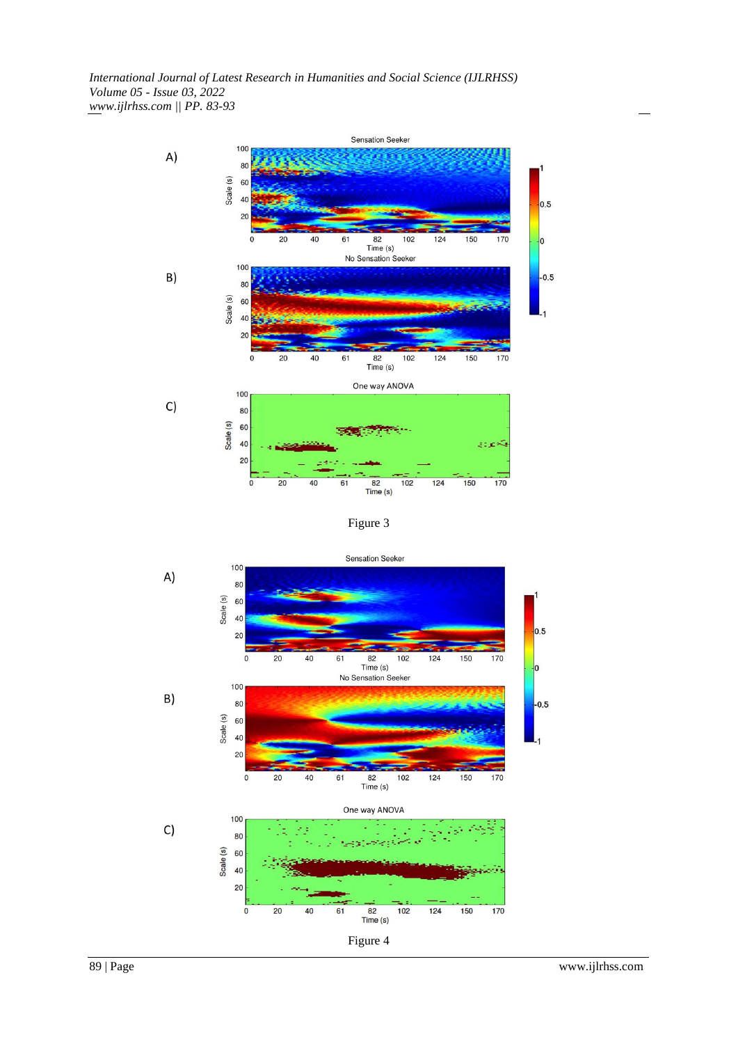A)

B)

C)

Figure 3

A)

B)

C)

Figure 4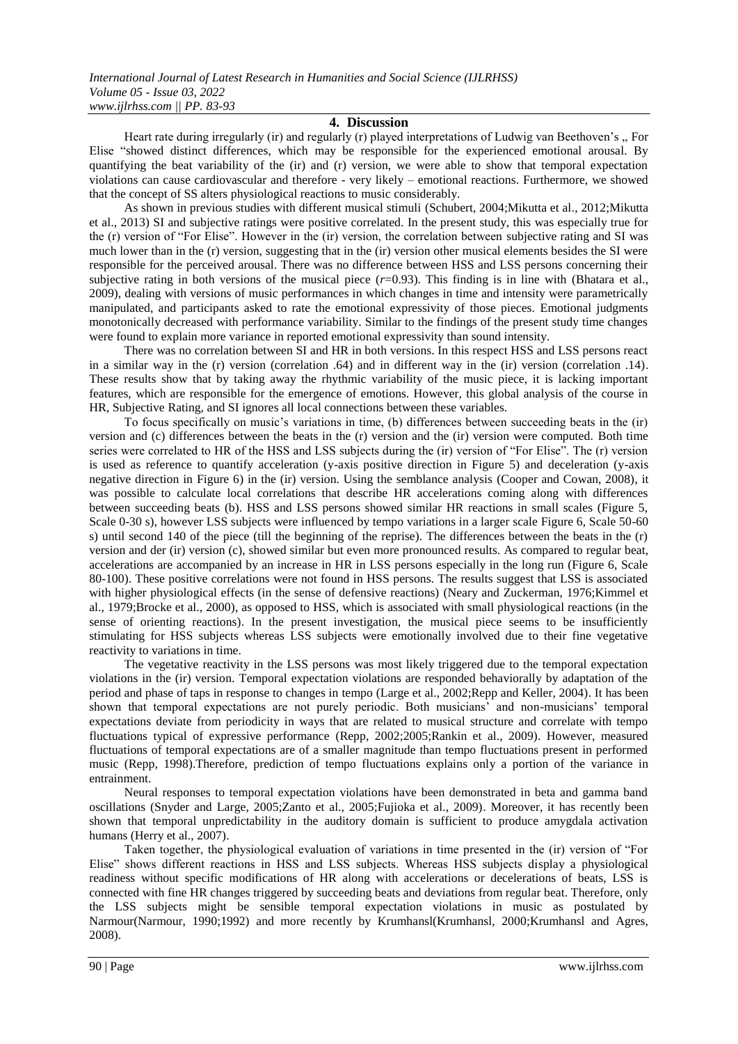## 4. Discussion

Heart rate during irregularly (ir) and regularly (r) played interpretations of Ludwig van Beethoven's „ For Elise "showed distinct differences, which may be responsible for the experienced emotional arousal. By quantifying the beat variability of the (ir) and (r) version, we were able to show that temporal expectation violations can cause cardiovascular and therefore - very likely – emotional reactions. Furthermore, we showed that the concept of SS alters physiological reactions to music considerably.

As shown in previous studies with different musical stimuli (Schubert, 2004;Mikutta et al., 2012;Mikutta et al., 2013) SI and subjective ratings were positive correlated. In the present study, this was especially true for the (r) version of "For Elise". However in the (ir) version, the correlation between subjective rating and SI was much lower than in the (r) version, suggesting that in the (ir) version other musical elements besides the SI were responsible for the perceived arousal. There was no difference between HSS and LSS persons concerning their subjective rating in both versions of the musical piece ($r$=0.93). This finding is in line with (Bhatara et al., 2009), dealing with versions of music performances in which changes in time and intensity were parametrically manipulated, and participants asked to rate the emotional expressivity of those pieces. Emotional judgments monotonically decreased with performance variability. Similar to the findings of the present study time changes were found to explain more variance in reported emotional expressivity than sound intensity.

There was no correlation between SI and HR in both versions. In this respect HSS and LSS persons react in a similar way in the (r) version (correlation .64) and in different way in the (ir) version (correlation .14). These results show that by taking away the rhythmic variability of the music piece, it is lacking important features, which are responsible for the emergence of emotions. However, this global analysis of the course in HR, Subjective Rating, and SI ignores all local connections between these variables.

To focus specifically on music's variations in time, (b) differences between succeeding beats in the (ir) version and (c) differences between the beats in the (r) version and the (ir) version were computed. Both time series were correlated to HR of the HSS and LSS subjects during the (ir) version of "For Elise". The (r) version is used as reference to quantify acceleration (y-axis positive direction in Figure 5) and deceleration (y-axis negative direction in Figure 6) in the (ir) version. Using the semblance analysis (Cooper and Cowan, 2008), it was possible to calculate local correlations that describe HR accelerations coming along with differences between succeeding beats (b). HSS and LSS persons showed similar HR reactions in small scales (Figure 5, Scale 0-30 s), however LSS subjects were influenced by tempo variations in a larger scale Figure 6, Scale 50-60 s) until second 140 of the piece (till the beginning of the reprise). The differences between the beats in the (r) version and der (ir) version (c), showed similar but even more pronounced results. As compared to regular beat, accelerations are accompanied by an increase in HR in LSS persons especially in the long run (Figure 6, Scale 80-100). These positive correlations were not found in HSS persons. The results suggest that LSS is associated with higher physiological effects (in the sense of defensive reactions) (Neary and Zuckerman, 1976;Kimmel et al., 1979;Brocke et al., 2000), as opposed to HSS, which is associated with small physiological reactions (in the sense of orienting reactions). In the present investigation, the musical piece seems to be insufficiently stimulating for HSS subjects whereas LSS subjects were emotionally involved due to their fine vegetative reactivity to variations in time.

The vegetative reactivity in the LSS persons was most likely triggered due to the temporal expectation violations in the (ir) version. Temporal expectation violations are responded behaviorally by adaptation of the period and phase of taps in response to changes in tempo (Large et al., 2002;Repp and Keller, 2004). It has been shown that temporal expectations are not purely periodic. Both musicians' and non-musicians' temporal expectations deviate from periodicity in ways that are related to musical structure and correlate with tempo fluctuations typical of expressive performance (Repp, 2002;2005;Rankin et al., 2009). However, measured fluctuations of temporal expectations are of a smaller magnitude than tempo fluctuations present in performed music (Repp, 1998).Therefore, prediction of tempo fluctuations explains only a portion of the variance in entrainment.

Neural responses to temporal expectation violations have been demonstrated in beta and gamma band oscillations (Snyder and Large, 2005;Zanto et al., 2005;Fujioka et al., 2009). Moreover, it has recently been shown that temporal unpredictability in the auditory domain is sufficient to produce amygdala activation humans (Herry et al., 2007).

Taken together, the physiological evaluation of variations in time presented in the (ir) version of "For Elise" shows different reactions in HSS and LSS subjects. Whereas HSS subjects display a physiological readiness without specific modifications of HR along with accelerations or decelerations of beats, LSS is connected with fine HR changes triggered by succeeding beats and deviations from regular beat. Therefore, only the LSS subjects might be sensible temporal expectation violations in music as postulated by Narmour(Narmour, 1990;1992) and more recently by Krumhansl(Krumhansl, 2000;Krumhansl and Agres, 2008).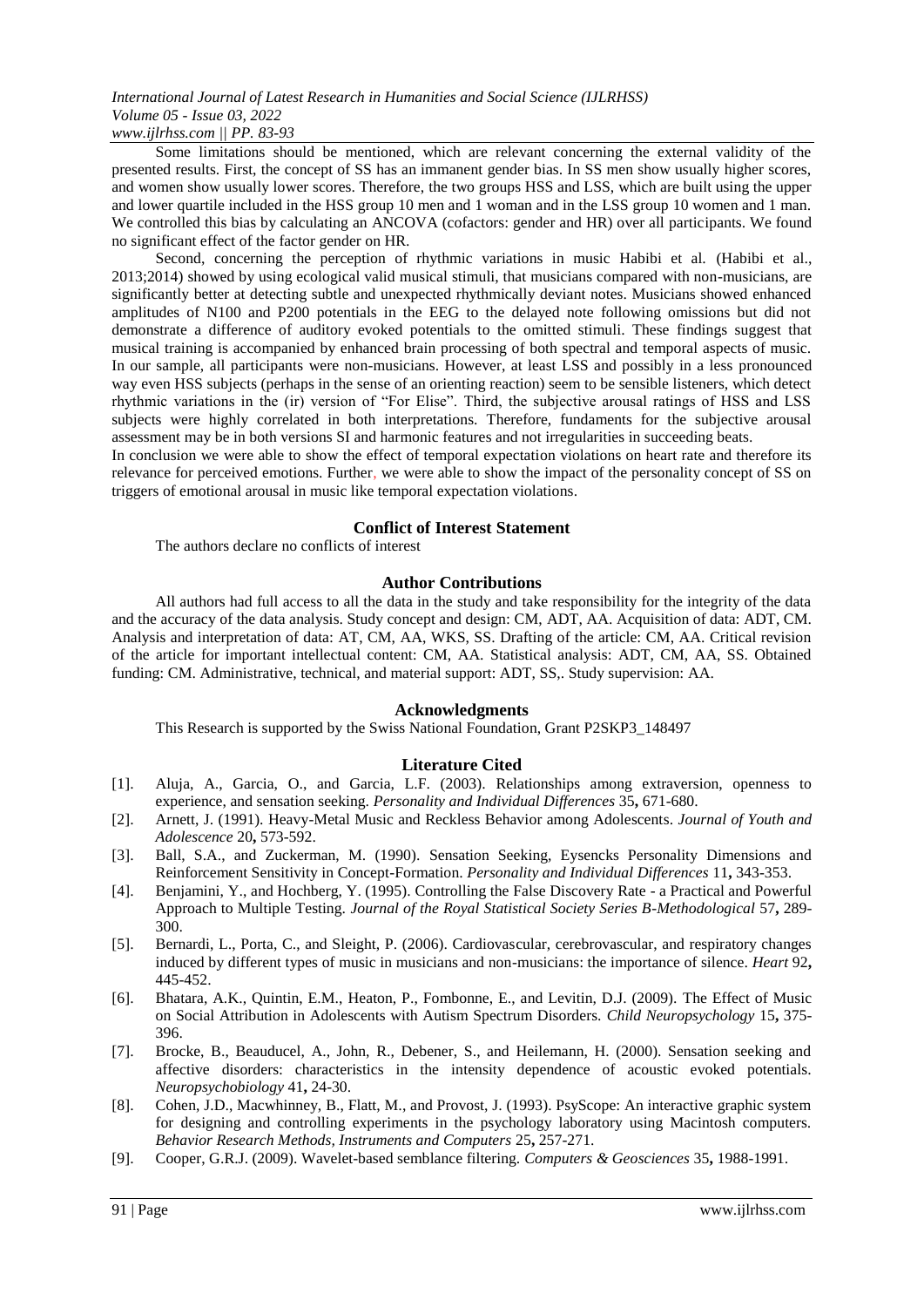Some limitations should be mentioned, which are relevant concerning the external validity of the presented results. First, the concept of SS has an immanent gender bias. In SS men show usually higher scores, and women show usually lower scores. Therefore, the two groups HSS and LSS, which are built using the upper and lower quartile included in the HSS group 10 men and 1 woman and in the LSS group 10 women and 1 man. We controlled this bias by calculating an ANCOVA (cofactors: gender and HR) over all participants. We found no significant effect of the factor gender on HR.

Second, concerning the perception of rhythmic variations in music Habibi et al. (Habibi et al., 2013;2014) showed by using ecological valid musical stimuli, that musicians compared with non-musicians, are significantly better at detecting subtle and unexpected rhythmically deviant notes. Musicians showed enhanced amplitudes of N100 and P200 potentials in the EEG to the delayed note following omissions but did not demonstrate a difference of auditory evoked potentials to the omitted stimuli. These findings suggest that musical training is accompanied by enhanced brain processing of both spectral and temporal aspects of music. In our sample, all participants were non-musicians. However, at least LSS and possibly in a less pronounced way even HSS subjects (perhaps in the sense of an orienting reaction) seem to be sensible listeners, which detect rhythmic variations in the (ir) version of "For Elise". Third, the subjective arousal ratings of HSS and LSS subjects were highly correlated in both interpretations. Therefore, fundaments for the subjective arousal assessment may be in both versions SI and harmonic features and not irregularities in succeeding beats.

In conclusion we were able to show the effect of temporal expectation violations on heart rate and therefore its relevance for perceived emotions. Further, we were able to show the impact of the personality concept of SS on triggers of emotional arousal in music like temporal expectation violations.

## Conflict of Interest Statement

The authors declare no conflicts of interest

## Author Contributions

All authors had full access to all the data in the study and take responsibility for the integrity of the data and the accuracy of the data analysis. Study concept and design: CM, ADT, AA. Acquisition of data: ADT, CM. Analysis and interpretation of data: AT, CM, AA, WKS, SS. Drafting of the article: CM, AA. Critical revision of the article for important intellectual content: CM, AA. Statistical analysis: ADT, CM, AA, SS. Obtained funding: CM. Administrative, technical, and material support: ADT, SS,. Study supervision: AA.

## Acknowledgments

This Research is supported by the Swiss National Foundation, Grant P2SKP3_148497

## Literature Cited

[1]. Aluja, A., Garcia, O., and Garcia, L.F. (2003). Relationships among extraversion, openness to experience, and sensation seeking. *Personality and Individual Differences* 35**,** 671-680.

[2]. Arnett, J. (1991). Heavy-Metal Music and Reckless Behavior among Adolescents. *Journal of Youth and Adolescence* 20**,** 573-592.

[3]. Ball, S.A., and Zuckerman, M. (1990). Sensation Seeking, Eysencks Personality Dimensions and Reinforcement Sensitivity in Concept-Formation. *Personality and Individual Differences* 11**,** 343-353.

[4]. Benjamini, Y., and Hochberg, Y. (1995). Controlling the False Discovery Rate - a Practical and Powerful Approach to Multiple Testing. *Journal of the Royal Statistical Society Series B-Methodological* 57**,** 289-300.

[5]. Bernardi, L., Porta, C., and Sleight, P. (2006). Cardiovascular, cerebrovascular, and respiratory changes induced by different types of music in musicians and non-musicians: the importance of silence. *Heart* 92**,** 445-452.

[6]. Bhatara, A.K., Quintin, E.M., Heaton, P., Fombonne, E., and Levitin, D.J. (2009). The Effect of Music on Social Attribution in Adolescents with Autism Spectrum Disorders. *Child Neuropsychology* 15**,** 375-396.

[7]. Brocke, B., Beauducel, A., John, R., Debener, S., and Heilemann, H. (2000). Sensation seeking and affective disorders: characteristics in the intensity dependence of acoustic evoked potentials. *Neuropsychobiology* 41**,** 24-30.

[8]. Cohen, J.D., Macwhinney, B., Flatt, M., and Provost, J. (1993). PsyScope: An interactive graphic system for designing and controlling experiments in the psychology laboratory using Macintosh computers. *Behavior Research Methods, Instruments and Computers* 25**,** 257-271.

[9]. Cooper, G.R.J. (2009). Wavelet-based semblance filtering. *Computers & Geosciences* 35**,** 1988-1991.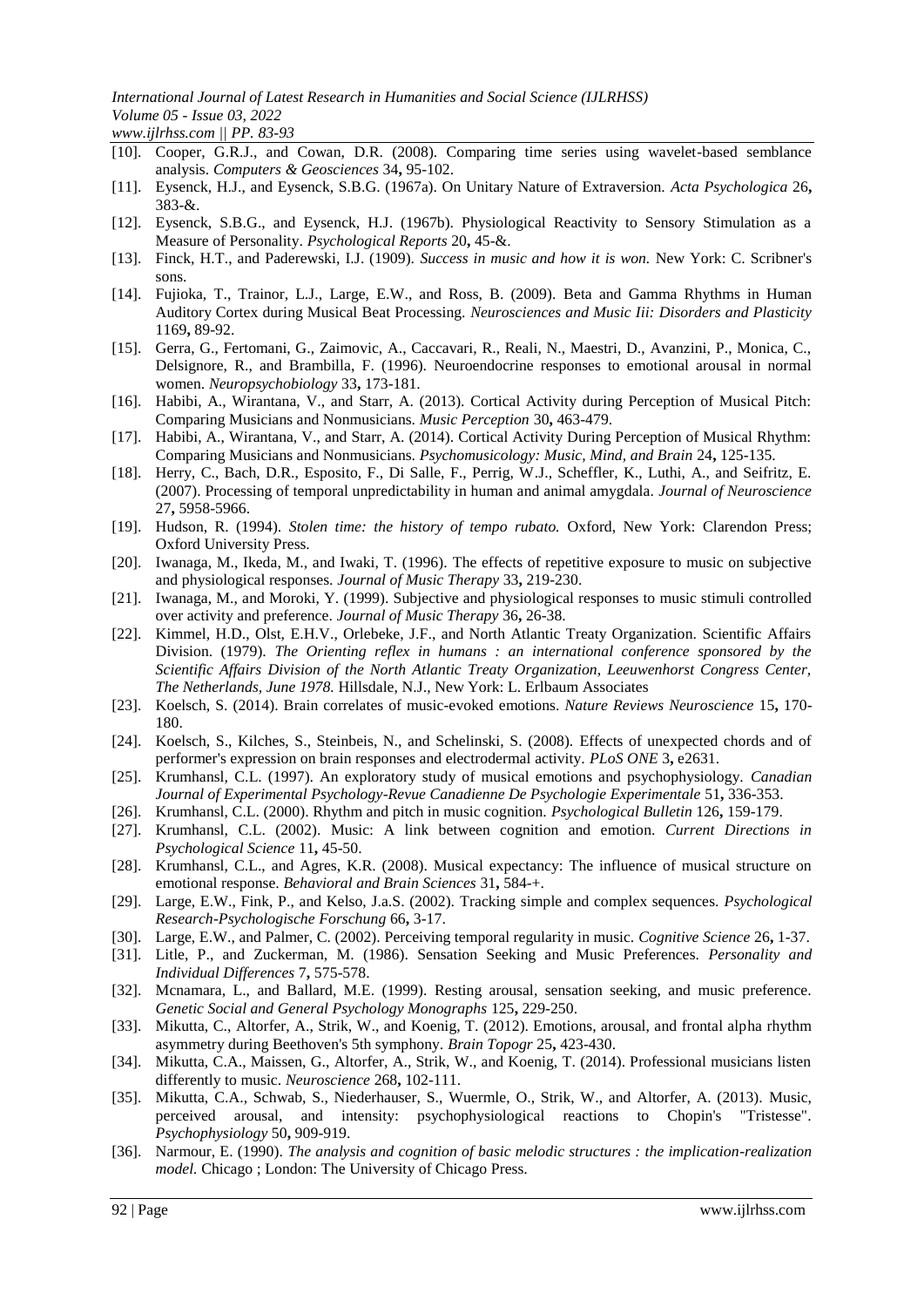[10]. Cooper, G.R.J., and Cowan, D.R. (2008). Comparing time series using wavelet-based semblance analysis. *Computers & Geosciences* 34**,** 95-102.

[11]. Eysenck, H.J., and Eysenck, S.B.G. (1967a). On Unitary Nature of Extraversion. *Acta Psychologica* 26**,** 383-&.

[12]. Eysenck, S.B.G., and Eysenck, H.J. (1967b). Physiological Reactivity to Sensory Stimulation as a Measure of Personality. *Psychological Reports* 20**,** 45-&.

[13]. Finck, H.T., and Paderewski, I.J. (1909). *Success in music and how it is won.* New York: C. Scribner's sons.

[14]. Fujioka, T., Trainor, L.J., Large, E.W., and Ross, B. (2009). Beta and Gamma Rhythms in Human Auditory Cortex during Musical Beat Processing. *Neurosciences and Music Iii: Disorders and Plasticity* 1169**,** 89-92.

[15]. Gerra, G., Fertomani, G., Zaimovic, A., Caccavari, R., Reali, N., Maestri, D., Avanzini, P., Monica, C., Delsignore, R., and Brambilla, F. (1996). Neuroendocrine responses to emotional arousal in normal women. *Neuropsychobiology* 33**,** 173-181.

[16]. Habibi, A., Wirantana, V., and Starr, A. (2013). Cortical Activity during Perception of Musical Pitch: Comparing Musicians and Nonmusicians. *Music Perception* 30**,** 463-479.

[17]. Habibi, A., Wirantana, V., and Starr, A. (2014). Cortical Activity During Perception of Musical Rhythm: Comparing Musicians and Nonmusicians. *Psychomusicology: Music, Mind, and Brain* 24**,** 125-135.

[18]. Herry, C., Bach, D.R., Esposito, F., Di Salle, F., Perrig, W.J., Scheffler, K., Luthi, A., and Seifritz, E. (2007). Processing of temporal unpredictability in human and animal amygdala. *Journal of Neuroscience* 27**,** 5958-5966.

[19]. Hudson, R. (1994). *Stolen time: the history of tempo rubato.* Oxford, New York: Clarendon Press; Oxford University Press.

[20]. Iwanaga, M., Ikeda, M., and Iwaki, T. (1996). The effects of repetitive exposure to music on subjective and physiological responses. *Journal of Music Therapy* 33**,** 219-230.

[21]. Iwanaga, M., and Moroki, Y. (1999). Subjective and physiological responses to music stimuli controlled over activity and preference. *Journal of Music Therapy* 36**,** 26-38.

[22]. Kimmel, H.D., Olst, E.H.V., Orlebeke, J.F., and North Atlantic Treaty Organization. Scientific Affairs Division. (1979). *The Orienting reflex in humans : an international conference sponsored by the Scientific Affairs Division of the North Atlantic Treaty Organization, Leeuwenhorst Congress Center, The Netherlands, June 1978.* Hillsdale, N.J., New York: L. Erlbaum Associates

[23]. Koelsch, S. (2014). Brain correlates of music-evoked emotions. *Nature Reviews Neuroscience* 15**,** 170-180.

[24]. Koelsch, S., Kilches, S., Steinbeis, N., and Schelinski, S. (2008). Effects of unexpected chords and of performer's expression on brain responses and electrodermal activity. *PLoS ONE* 3**,** e2631.

[25]. Krumhansl, C.L. (1997). An exploratory study of musical emotions and psychophysiology. *Canadian Journal of Experimental Psychology-Revue Canadienne De Psychologie Experimentale* 51**,** 336-353.

[26]. Krumhansl, C.L. (2000). Rhythm and pitch in music cognition. *Psychological Bulletin* 126**,** 159-179.

[27]. Krumhansl, C.L. (2002). Music: A link between cognition and emotion. *Current Directions in Psychological Science* 11**,** 45-50.

[28]. Krumhansl, C.L., and Agres, K.R. (2008). Musical expectancy: The influence of musical structure on emotional response. *Behavioral and Brain Sciences* 31**,** 584-+.

[29]. Large, E.W., Fink, P., and Kelso, J.a.S. (2002). Tracking simple and complex sequences. *Psychological Research-Psychologische Forschung* 66**,** 3-17.

[30]. Large, E.W., and Palmer, C. (2002). Perceiving temporal regularity in music. *Cognitive Science* 26**,** 1-37.

[31]. Litle, P., and Zuckerman, M. (1986). Sensation Seeking and Music Preferences. *Personality and Individual Differences* 7**,** 575-578.

[32]. Mcnamara, L., and Ballard, M.E. (1999). Resting arousal, sensation seeking, and music preference. *Genetic Social and General Psychology Monographs* 125**,** 229-250.

[33]. Mikutta, C., Altorfer, A., Strik, W., and Koenig, T. (2012). Emotions, arousal, and frontal alpha rhythm asymmetry during Beethoven's 5th symphony. *Brain Topogr* 25**,** 423-430.

[34]. Mikutta, C.A., Maissen, G., Altorfer, A., Strik, W., and Koenig, T. (2014). Professional musicians listen differently to music. *Neuroscience* 268**,** 102-111.

[35]. Mikutta, C.A., Schwab, S., Niederhauser, S., Wuermle, O., Strik, W., and Altorfer, A. (2013). Music, perceived arousal, and intensity: psychophysiological reactions to Chopin's "Tristesse". *Psychophysiology* 50**,** 909-919.

[36]. Narmour, E. (1990). *The analysis and cognition of basic melodic structures : the implication-realization model.* Chicago ; London: The University of Chicago Press.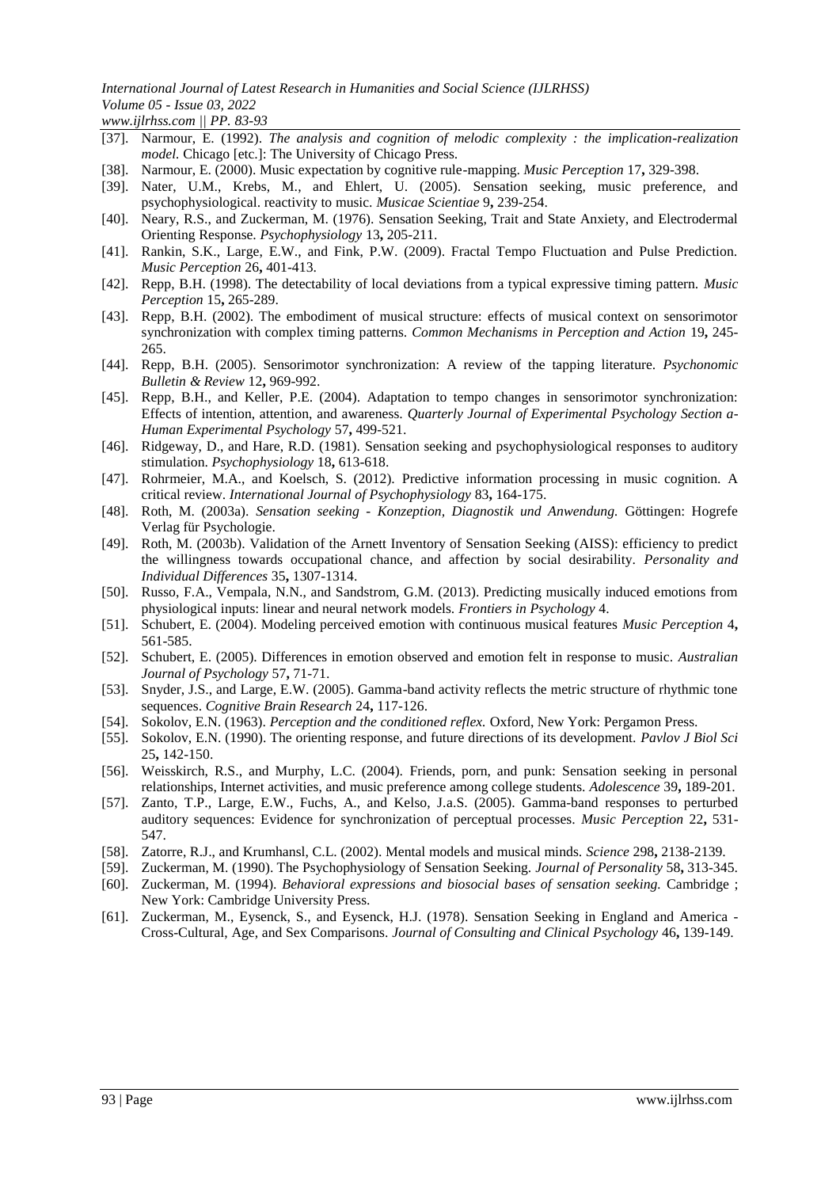[37]. Narmour, E. (1992). *The analysis and cognition of melodic complexity : the implication-realization model.* Chicago [etc.]: The University of Chicago Press.

[38]. Narmour, E. (2000). Music expectation by cognitive rule-mapping. *Music Perception* 17**,** 329-398.

[39]. Nater, U.M., Krebs, M., and Ehlert, U. (2005). Sensation seeking, music preference, and psychophysiological. reactivity to music. *Musicae Scientiae* 9**,** 239-254.

[40]. Neary, R.S., and Zuckerman, M. (1976). Sensation Seeking, Trait and State Anxiety, and Electrodermal Orienting Response. *Psychophysiology* 13**,** 205-211.

[41]. Rankin, S.K., Large, E.W., and Fink, P.W. (2009). Fractal Tempo Fluctuation and Pulse Prediction. *Music Perception* 26**,** 401-413.

[42]. Repp, B.H. (1998). The detectability of local deviations from a typical expressive timing pattern. *Music Perception* 15**,** 265-289.

[43]. Repp, B.H. (2002). The embodiment of musical structure: effects of musical context on sensorimotor synchronization with complex timing patterns. *Common Mechanisms in Perception and Action* 19**,** 245-265.

[44]. Repp, B.H. (2005). Sensorimotor synchronization: A review of the tapping literature. *Psychonomic Bulletin & Review* 12**,** 969-992.

[45]. Repp, B.H., and Keller, P.E. (2004). Adaptation to tempo changes in sensorimotor synchronization: Effects of intention, attention, and awareness. *Quarterly Journal of Experimental Psychology Section a-Human Experimental Psychology* 57**,** 499-521.

[46]. Ridgeway, D., and Hare, R.D. (1981). Sensation seeking and psychophysiological responses to auditory stimulation. *Psychophysiology* 18**,** 613-618.

[47]. Rohrmeier, M.A., and Koelsch, S. (2012). Predictive information processing in music cognition. A critical review. *International Journal of Psychophysiology* 83**,** 164-175.

[48]. Roth, M. (2003a). *Sensation seeking - Konzeption, Diagnostik und Anwendung.* Göttingen: Hogrefe Verlag für Psychologie.

[49]. Roth, M. (2003b). Validation of the Arnett Inventory of Sensation Seeking (AISS): efficiency to predict the willingness towards occupational chance, and affection by social desirability. *Personality and Individual Differences* 35**,** 1307-1314.

[50]. Russo, F.A., Vempala, N.N., and Sandstrom, G.M. (2013). Predicting musically induced emotions from physiological inputs: linear and neural network models. *Frontiers in Psychology* 4.

[51]. Schubert, E. (2004). Modeling perceived emotion with continuous musical features *Music Perception* 4**,** 561-585.

[52]. Schubert, E. (2005). Differences in emotion observed and emotion felt in response to music. *Australian Journal of Psychology* 57**,** 71-71.

[53]. Snyder, J.S., and Large, E.W. (2005). Gamma-band activity reflects the metric structure of rhythmic tone sequences. *Cognitive Brain Research* 24**,** 117-126.

[54]. Sokolov, E.N. (1963). *Perception and the conditioned reflex.* Oxford, New York: Pergamon Press.

[55]. Sokolov, E.N. (1990). The orienting response, and future directions of its development. *Pavlov J Biol Sci* 25**,** 142-150.

[56]. Weisskirch, R.S., and Murphy, L.C. (2004). Friends, porn, and punk: Sensation seeking in personal relationships, Internet activities, and music preference among college students. *Adolescence* 39**,** 189-201.

[57]. Zanto, T.P., Large, E.W., Fuchs, A., and Kelso, J.a.S. (2005). Gamma-band responses to perturbed auditory sequences: Evidence for synchronization of perceptual processes. *Music Perception* 22**,** 531-547.

[58]. Zatorre, R.J., and Krumhansl, C.L. (2002). Mental models and musical minds. *Science* 298**,** 2138-2139.

[59]. Zuckerman, M. (1990). The Psychophysiology of Sensation Seeking. *Journal of Personality* 58**,** 313-345.

[60]. Zuckerman, M. (1994). *Behavioral expressions and biosocial bases of sensation seeking.* Cambridge ; New York: Cambridge University Press.

[61]. Zuckerman, M., Eysenck, S., and Eysenck, H.J. (1978). Sensation Seeking in England and America - Cross-Cultural, Age, and Sex Comparisons. *Journal of Consulting and Clinical Psychology* 46**,** 139-149.